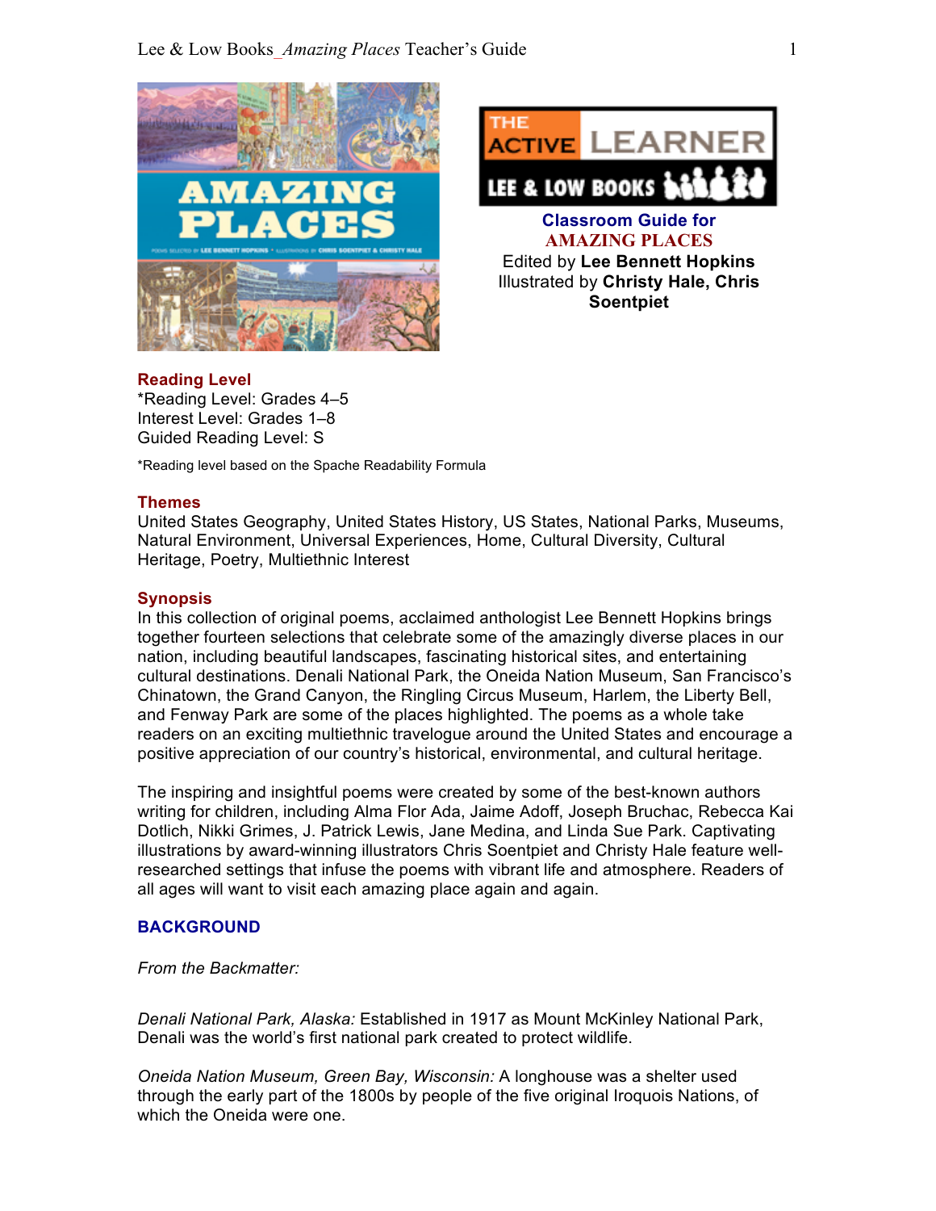**Classroom Guide for**
**AMAZING PLACES**
Edited by **Lee Bennett Hopkins**
Illustrated by **Christy Hale, Chris Soentpiet**

## Reading Level

*Reading Level: Grades 4–5
Interest Level: Grades 1–8
Guided Reading Level: S

*Reading level based on the Spache Readability Formula

## Themes

United States Geography, United States History, US States, National Parks, Museums, Natural Environment, Universal Experiences, Home, Cultural Diversity, Cultural Heritage, Poetry, Multiethnic Interest

## Synopsis

In this collection of original poems, acclaimed anthologist Lee Bennett Hopkins brings together fourteen selections that celebrate some of the amazingly diverse places in our nation, including beautiful landscapes, fascinating historical sites, and entertaining cultural destinations. Denali National Park, the Oneida Nation Museum, San Francisco's Chinatown, the Grand Canyon, the Ringling Circus Museum, Harlem, the Liberty Bell, and Fenway Park are some of the places highlighted. The poems as a whole take readers on an exciting multiethnic travelogue around the United States and encourage a positive appreciation of our country's historical, environmental, and cultural heritage.

The inspiring and insightful poems were created by some of the best-known authors writing for children, including Alma Flor Ada, Jaime Adoff, Joseph Bruchac, Rebecca Kai Dotlich, Nikki Grimes, J. Patrick Lewis, Jane Medina, and Linda Sue Park. Captivating illustrations by award-winning illustrators Chris Soentpiet and Christy Hale feature well-researched settings that infuse the poems with vibrant life and atmosphere. Readers of all ages will want to visit each amazing place again and again.

## BACKGROUND

*From the Backmatter:*

*Denali National Park, Alaska:* Established in 1917 as Mount McKinley National Park, Denali was the world's first national park created to protect wildlife.

*Oneida Nation Museum, Green Bay, Wisconsin:* A longhouse was a shelter used through the early part of the 1800s by people of the five original Iroquois Nations, of which the Oneida were one.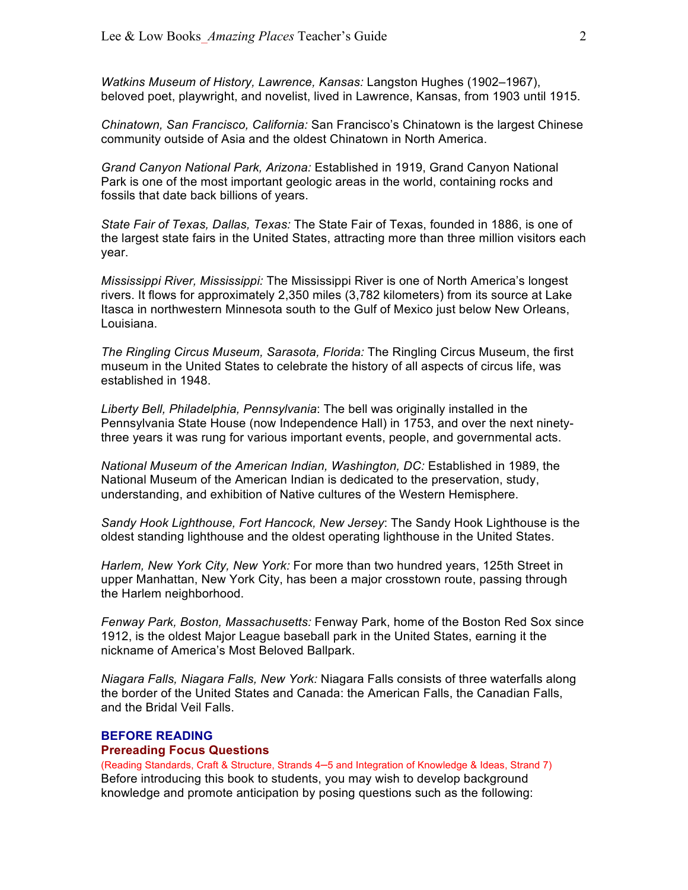*Watkins Museum of History, Lawrence, Kansas:* Langston Hughes (1902–1967), beloved poet, playwright, and novelist, lived in Lawrence, Kansas, from 1903 until 1915.

*Chinatown, San Francisco, California:* San Francisco's Chinatown is the largest Chinese community outside of Asia and the oldest Chinatown in North America.

*Grand Canyon National Park, Arizona:* Established in 1919, Grand Canyon National Park is one of the most important geologic areas in the world, containing rocks and fossils that date back billions of years.

*State Fair of Texas, Dallas, Texas:* The State Fair of Texas, founded in 1886, is one of the largest state fairs in the United States, attracting more than three million visitors each year.

*Mississippi River, Mississippi:* The Mississippi River is one of North America's longest rivers. It flows for approximately 2,350 miles (3,782 kilometers) from its source at Lake Itasca in northwestern Minnesota south to the Gulf of Mexico just below New Orleans, Louisiana.

*The Ringling Circus Museum, Sarasota, Florida:* The Ringling Circus Museum, the first museum in the United States to celebrate the history of all aspects of circus life, was established in 1948.

*Liberty Bell, Philadelphia, Pennsylvania*: The bell was originally installed in the Pennsylvania State House (now Independence Hall) in 1753, and over the next ninety-three years it was rung for various important events, people, and governmental acts.

*National Museum of the American Indian, Washington, DC:* Established in 1989, the National Museum of the American Indian is dedicated to the preservation, study, understanding, and exhibition of Native cultures of the Western Hemisphere.

*Sandy Hook Lighthouse, Fort Hancock, New Jersey*: The Sandy Hook Lighthouse is the oldest standing lighthouse and the oldest operating lighthouse in the United States.

*Harlem, New York City, New York:* For more than two hundred years, 125th Street in upper Manhattan, New York City, has been a major crosstown route, passing through the Harlem neighborhood.

*Fenway Park, Boston, Massachusetts:* Fenway Park, home of the Boston Red Sox since 1912, is the oldest Major League baseball park in the United States, earning it the nickname of America's Most Beloved Ballpark.

*Niagara Falls, Niagara Falls, New York:* Niagara Falls consists of three waterfalls along the border of the United States and Canada: the American Falls, the Canadian Falls, and the Bridal Veil Falls.

## BEFORE READING

### Prereading Focus Questions

(Reading Standards, Craft & Structure, Strands 4–5 and Integration of Knowledge & Ideas, Strand 7)

Before introducing this book to students, you may wish to develop background knowledge and promote anticipation by posing questions such as the following: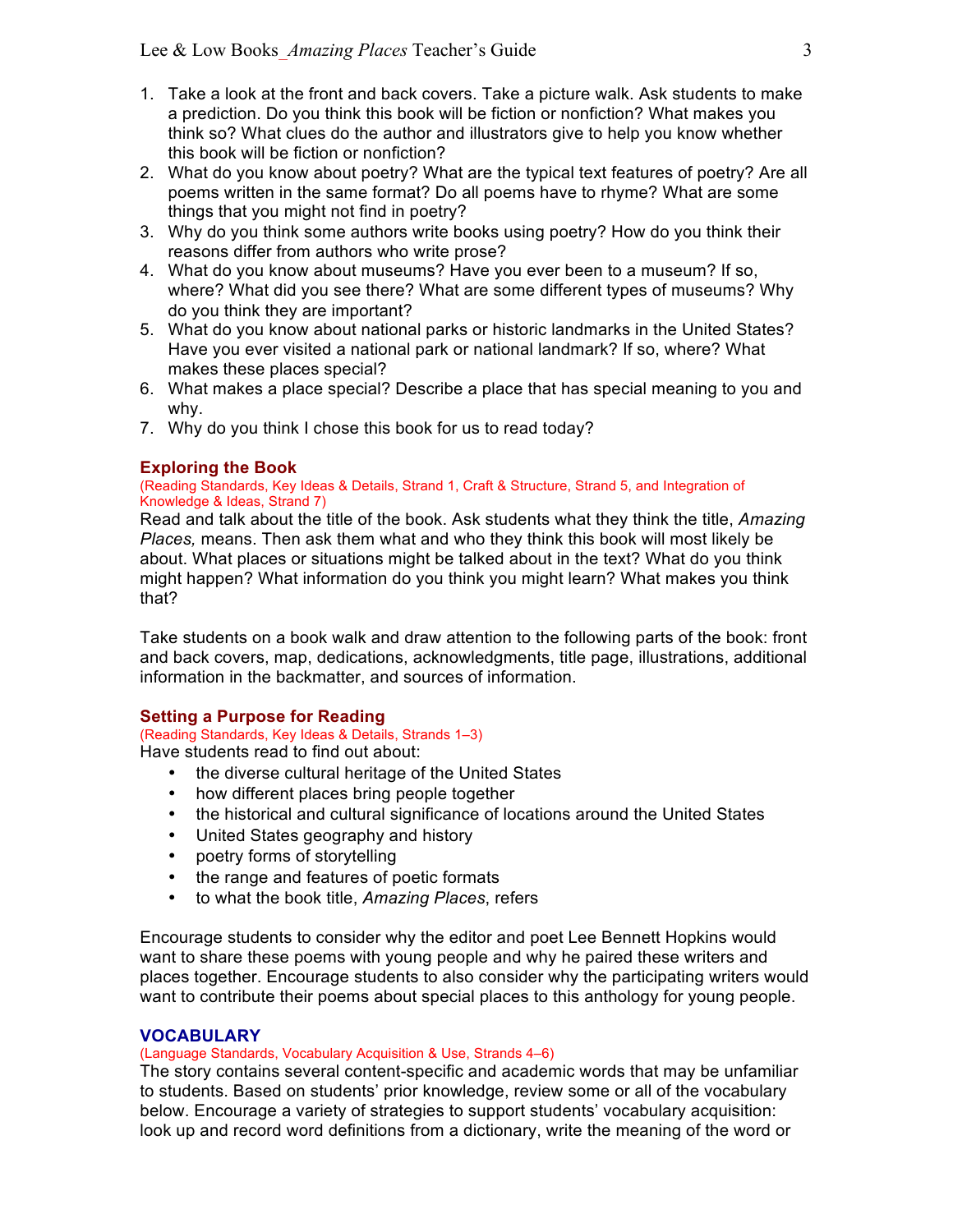1. Take a look at the front and back covers. Take a picture walk. Ask students to make a prediction. Do you think this book will be fiction or nonfiction? What makes you think so? What clues do the author and illustrators give to help you know whether this book will be fiction or nonfiction?
2. What do you know about poetry? What are the typical text features of poetry? Are all poems written in the same format? Do all poems have to rhyme? What are some things that you might not find in poetry?
3. Why do you think some authors write books using poetry? How do you think their reasons differ from authors who write prose?
4. What do you know about museums? Have you ever been to a museum? If so, where? What did you see there? What are some different types of museums? Why do you think they are important?
5. What do you know about national parks or historic landmarks in the United States? Have you ever visited a national park or national landmark? If so, where? What makes these places special?
6. What makes a place special? Describe a place that has special meaning to you and why.
7. Why do you think I chose this book for us to read today?

### Exploring the Book

(Reading Standards, Key Ideas & Details, Strand 1, Craft & Structure, Strand 5, and Integration of Knowledge & Ideas, Strand 7)

Read and talk about the title of the book. Ask students what they think the title, *Amazing Places,* means. Then ask them what and who they think this book will most likely be about. What places or situations might be talked about in the text? What do you think might happen? What information do you think you might learn? What makes you think that?

Take students on a book walk and draw attention to the following parts of the book: front and back covers, map, dedications, acknowledgments, title page, illustrations, additional information in the backmatter, and sources of information.

### Setting a Purpose for Reading

(Reading Standards, Key Ideas & Details, Strands 1–3)

Have students read to find out about:

- the diverse cultural heritage of the United States
- how different places bring people together
- the historical and cultural significance of locations around the United States
- United States geography and history
- poetry forms of storytelling
- the range and features of poetic formats
- to what the book title, *Amazing Places*, refers

Encourage students to consider why the editor and poet Lee Bennett Hopkins would want to share these poems with young people and why he paired these writers and places together. Encourage students to also consider why the participating writers would want to contribute their poems about special places to this anthology for young people.

## VOCABULARY

(Language Standards, Vocabulary Acquisition & Use, Strands 4–6)

The story contains several content-specific and academic words that may be unfamiliar to students. Based on students' prior knowledge, review some or all of the vocabulary below. Encourage a variety of strategies to support students' vocabulary acquisition: look up and record word definitions from a dictionary, write the meaning of the word or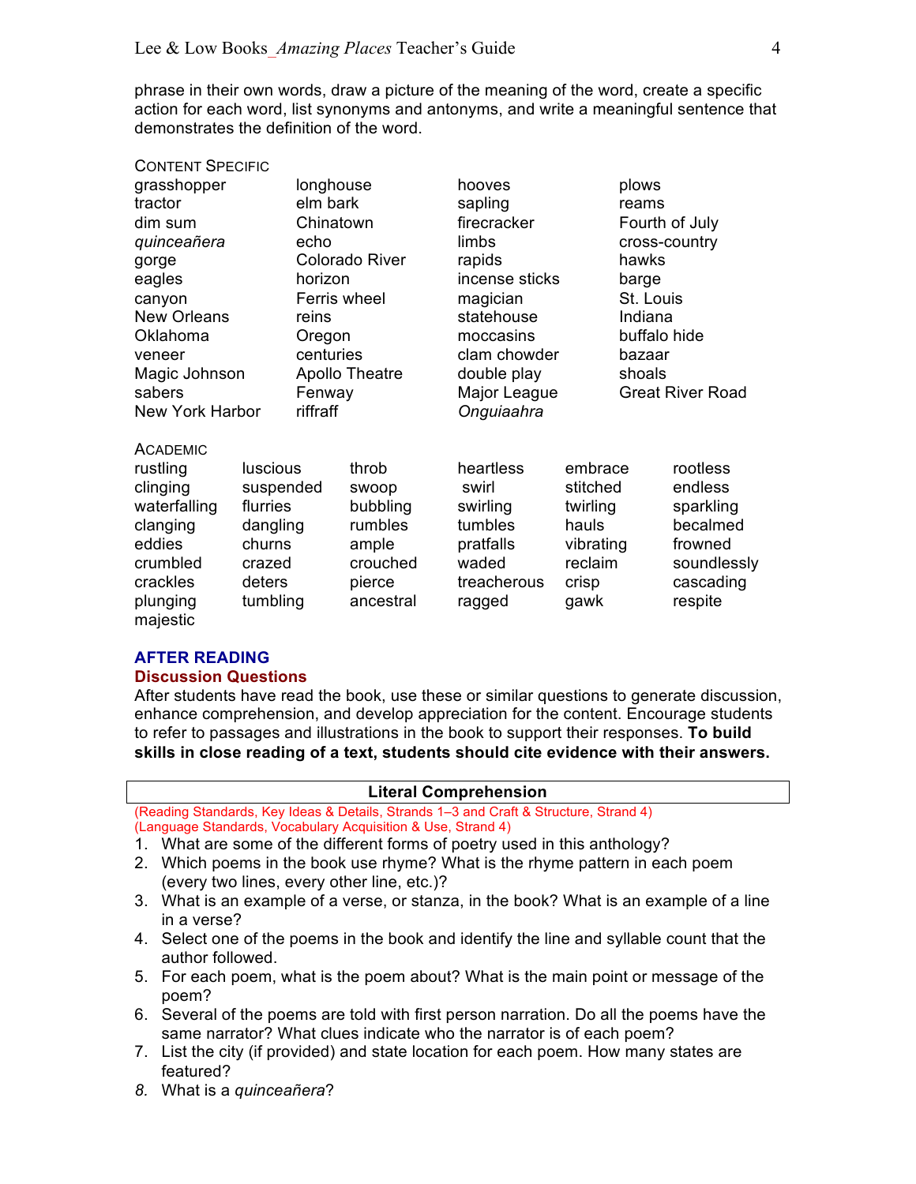phrase in their own words, draw a picture of the meaning of the word, create a specific action for each word, list synonyms and antonyms, and write a meaningful sentence that demonstrates the definition of the word.

CONTENT SPECIFIC

| | | | |
|---|---|---|---|
| grasshopper | longhouse | hooves | plows |
| tractor | elm bark | sapling | reams |
| dim sum | Chinatown | firecracker | Fourth of July |
| *quinceañera* | echo | limbs | cross-country |
| gorge | Colorado River | rapids | hawks |
| eagles | horizon | incense sticks | barge |
| canyon | Ferris wheel | magician | St. Louis |
| New Orleans | reins | statehouse | Indiana |
| Oklahoma | Oregon | moccasins | buffalo hide |
| veneer | centuries | clam chowder | bazaar |
| Magic Johnson | Apollo Theatre | double play | shoals |
| sabers | Fenway | Major League | Great River Road |
| New York Harbor | riffraff | *Onguiaahra* | |

ACADEMIC

| | | | | | |
|---|---|---|---|---|---|
| rustling | luscious | throb | heartless | embrace | rootless |
| clinging | suspended | swoop | swirl | stitched | endless |
| waterfalling | flurries | bubbling | swirling | twirling | sparkling |
| clanging | dangling | rumbles | tumbles | hauls | becalmed |
| eddies | churns | ample | pratfalls | vibrating | frowned |
| crumbled | crazed | crouched | waded | reclaim | soundlessly |
| crackles | deters | pierce | treacherous | crisp | cascading |
| plunging | tumbling | ancestral | ragged | gawk | respite |
| majestic | | | | | |

## AFTER READING

### Discussion Questions

After students have read the book, use these or similar questions to generate discussion, enhance comprehension, and develop appreciation for the content. Encourage students to refer to passages and illustrations in the book to support their responses. **To build skills in close reading of a text, students should cite evidence with their answers.**

**Literal Comprehension**

(Reading Standards, Key Ideas & Details, Strands 1–3 and Craft & Structure, Strand 4)
(Language Standards, Vocabulary Acquisition & Use, Strand 4)

1. What are some of the different forms of poetry used in this anthology?
2. Which poems in the book use rhyme? What is the rhyme pattern in each poem (every two lines, every other line, etc.)?
3. What is an example of a verse, or stanza, in the book? What is an example of a line in a verse?
4. Select one of the poems in the book and identify the line and syllable count that the author followed.
5. For each poem, what is the poem about? What is the main point or message of the poem?
6. Several of the poems are told with first person narration. Do all the poems have the same narrator? What clues indicate who the narrator is of each poem?
7. List the city (if provided) and state location for each poem. How many states are featured?
8. What is a *quinceañera*?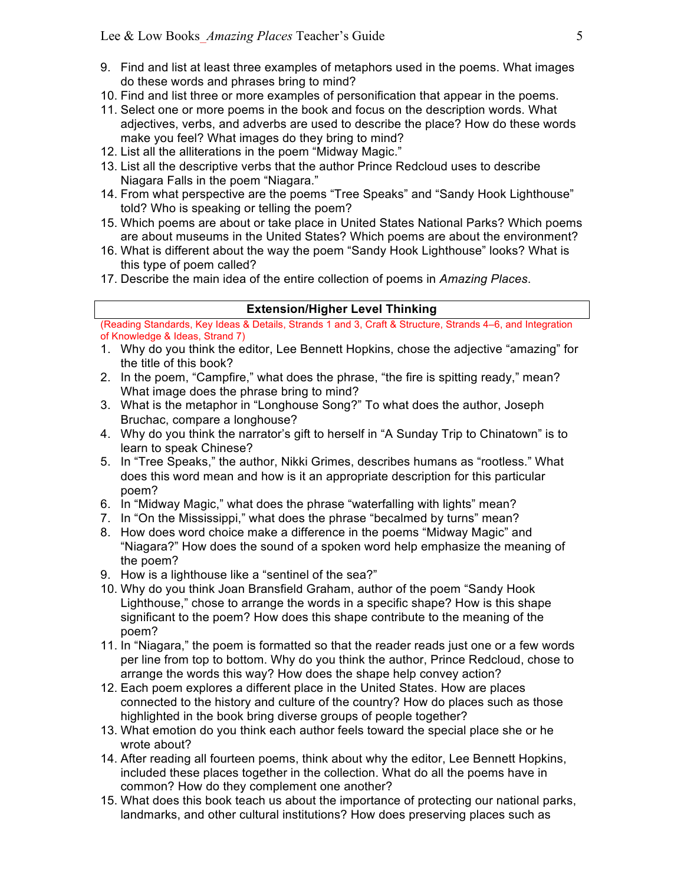9. Find and list at least three examples of metaphors used in the poems. What images do these words and phrases bring to mind?
10. Find and list three or more examples of personification that appear in the poems.
11. Select one or more poems in the book and focus on the description words. What adjectives, verbs, and adverbs are used to describe the place? How do these words make you feel? What images do they bring to mind?
12. List all the alliterations in the poem "Midway Magic."
13. List all the descriptive verbs that the author Prince Redcloud uses to describe Niagara Falls in the poem "Niagara."
14. From what perspective are the poems "Tree Speaks" and "Sandy Hook Lighthouse" told? Who is speaking or telling the poem?
15. Which poems are about or take place in United States National Parks? Which poems are about museums in the United States? Which poems are about the environment?
16. What is different about the way the poem "Sandy Hook Lighthouse" looks? What is this type of poem called?
17. Describe the main idea of the entire collection of poems in *Amazing Places*.

## Extension/Higher Level Thinking

(Reading Standards, Key Ideas & Details, Strands 1 and 3, Craft & Structure, Strands 4–6, and Integration of Knowledge & Ideas, Strand 7)

1. Why do you think the editor, Lee Bennett Hopkins, chose the adjective "amazing" for the title of this book?
2. In the poem, "Campfire," what does the phrase, "the fire is spitting ready," mean? What image does the phrase bring to mind?
3. What is the metaphor in "Longhouse Song?" To what does the author, Joseph Bruchac, compare a longhouse?
4. Why do you think the narrator's gift to herself in "A Sunday Trip to Chinatown" is to learn to speak Chinese?
5. In "Tree Speaks," the author, Nikki Grimes, describes humans as "rootless." What does this word mean and how is it an appropriate description for this particular poem?
6. In "Midway Magic," what does the phrase "waterfalling with lights" mean?
7. In "On the Mississippi," what does the phrase "becalmed by turns" mean?
8. How does word choice make a difference in the poems "Midway Magic" and "Niagara?" How does the sound of a spoken word help emphasize the meaning of the poem?
9. How is a lighthouse like a "sentinel of the sea?"
10. Why do you think Joan Bransfield Graham, author of the poem "Sandy Hook Lighthouse," chose to arrange the words in a specific shape? How is this shape significant to the poem? How does this shape contribute to the meaning of the poem?
11. In "Niagara," the poem is formatted so that the reader reads just one or a few words per line from top to bottom. Why do you think the author, Prince Redcloud, chose to arrange the words this way? How does the shape help convey action?
12. Each poem explores a different place in the United States. How are places connected to the history and culture of the country? How do places such as those highlighted in the book bring diverse groups of people together?
13. What emotion do you think each author feels toward the special place she or he wrote about?
14. After reading all fourteen poems, think about why the editor, Lee Bennett Hopkins, included these places together in the collection. What do all the poems have in common? How do they complement one another?
15. What does this book teach us about the importance of protecting our national parks, landmarks, and other cultural institutions? How does preserving places such as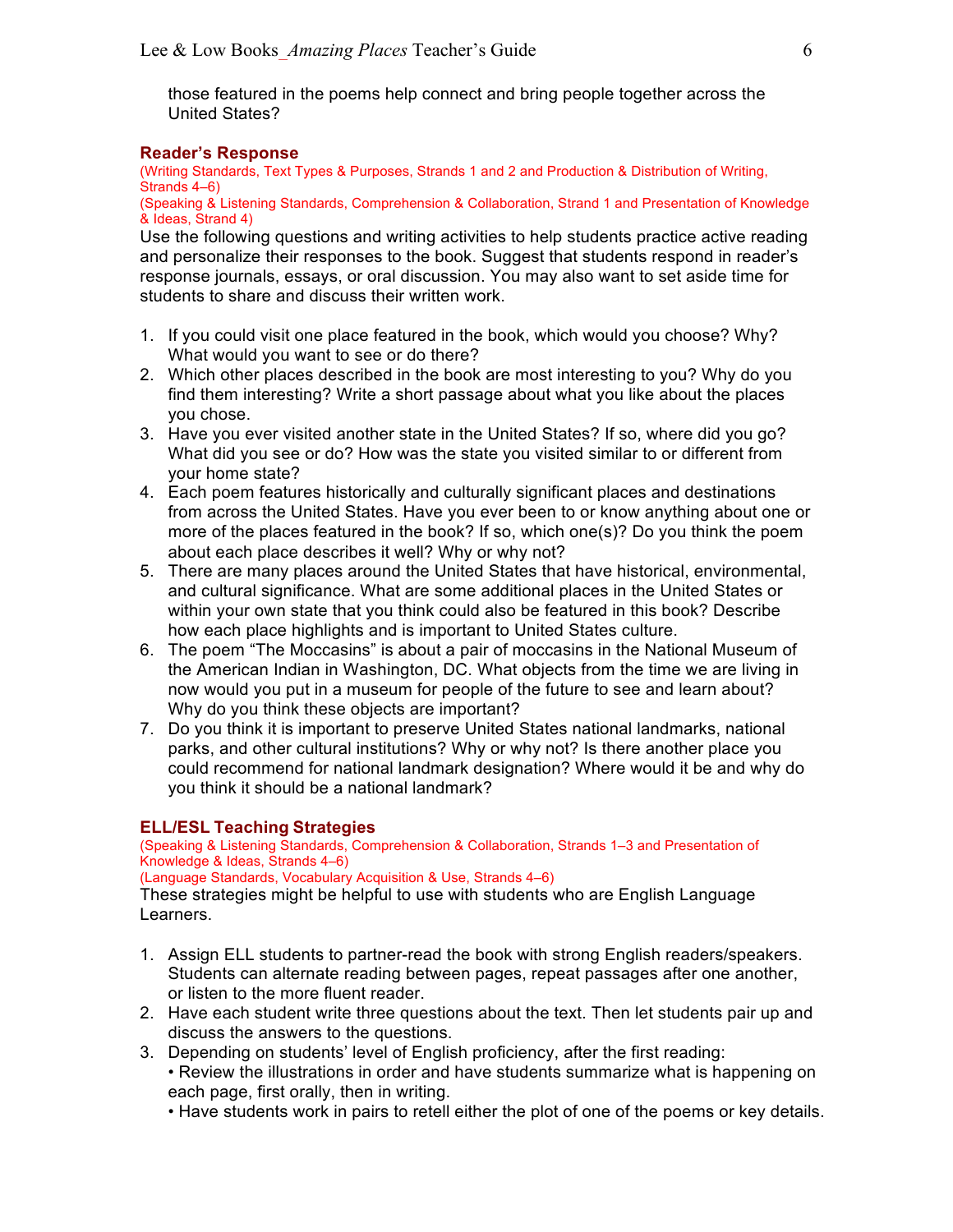those featured in the poems help connect and bring people together across the United States?

## Reader's Response

(Writing Standards, Text Types & Purposes, Strands 1 and 2 and Production & Distribution of Writing, Strands 4–6)
(Speaking & Listening Standards, Comprehension & Collaboration, Strand 1 and Presentation of Knowledge & Ideas, Strand 4)

Use the following questions and writing activities to help students practice active reading and personalize their responses to the book. Suggest that students respond in reader's response journals, essays, or oral discussion. You may also want to set aside time for students to share and discuss their written work.

1. If you could visit one place featured in the book, which would you choose? Why? What would you want to see or do there?
2. Which other places described in the book are most interesting to you? Why do you find them interesting? Write a short passage about what you like about the places you chose.
3. Have you ever visited another state in the United States? If so, where did you go? What did you see or do? How was the state you visited similar to or different from your home state?
4. Each poem features historically and culturally significant places and destinations from across the United States. Have you ever been to or know anything about one or more of the places featured in the book? If so, which one(s)? Do you think the poem about each place describes it well? Why or why not?
5. There are many places around the United States that have historical, environmental, and cultural significance. What are some additional places in the United States or within your own state that you think could also be featured in this book? Describe how each place highlights and is important to United States culture.
6. The poem "The Moccasins" is about a pair of moccasins in the National Museum of the American Indian in Washington, DC. What objects from the time we are living in now would you put in a museum for people of the future to see and learn about? Why do you think these objects are important?
7. Do you think it is important to preserve United States national landmarks, national parks, and other cultural institutions? Why or why not? Is there another place you could recommend for national landmark designation? Where would it be and why do you think it should be a national landmark?

## ELL/ESL Teaching Strategies

(Speaking & Listening Standards, Comprehension & Collaboration, Strands 1–3 and Presentation of Knowledge & Ideas, Strands 4–6)
(Language Standards, Vocabulary Acquisition & Use, Strands 4–6)

These strategies might be helpful to use with students who are English Language Learners.

1. Assign ELL students to partner-read the book with strong English readers/speakers. Students can alternate reading between pages, repeat passages after one another, or listen to the more fluent reader.
2. Have each student write three questions about the text. Then let students pair up and discuss the answers to the questions.
3. Depending on students' level of English proficiency, after the first reading:
   - Review the illustrations in order and have students summarize what is happening on each page, first orally, then in writing.
   - Have students work in pairs to retell either the plot of one of the poems or key details.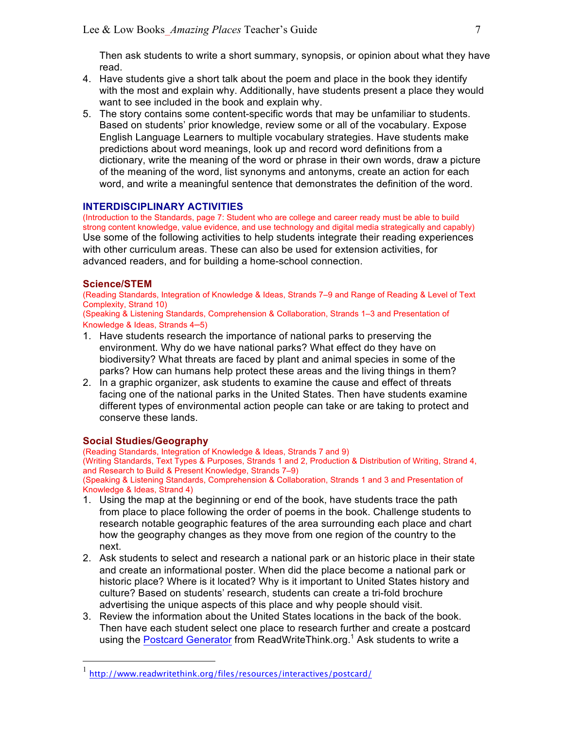Then ask students to write a short summary, synopsis, or opinion about what they have read.

4. Have students give a short talk about the poem and place in the book they identify with the most and explain why. Additionally, have students present a place they would want to see included in the book and explain why.
5. The story contains some content-specific words that may be unfamiliar to students. Based on students' prior knowledge, review some or all of the vocabulary. Expose English Language Learners to multiple vocabulary strategies. Have students make predictions about word meanings, look up and record word definitions from a dictionary, write the meaning of the word or phrase in their own words, draw a picture of the meaning of the word, list synonyms and antonyms, create an action for each word, and write a meaningful sentence that demonstrates the definition of the word.

## INTERDISCIPLINARY ACTIVITIES

(Introduction to the Standards, page 7: Student who are college and career ready must be able to build strong content knowledge, value evidence, and use technology and digital media strategically and capably)

Use some of the following activities to help students integrate their reading experiences with other curriculum areas. These can also be used for extension activities, for advanced readers, and for building a home-school connection.

### Science/STEM

(Reading Standards, Integration of Knowledge & Ideas, Strands 7–9 and Range of Reading & Level of Text Complexity, Strand 10)
(Speaking & Listening Standards, Comprehension & Collaboration, Strands 1–3 and Presentation of Knowledge & Ideas, Strands 4–5)

1. Have students research the importance of national parks to preserving the environment. Why do we have national parks? What effect do they have on biodiversity? What threats are faced by plant and animal species in some of the parks? How can humans help protect these areas and the living things in them?
2. In a graphic organizer, ask students to examine the cause and effect of threats facing one of the national parks in the United States. Then have students examine different types of environmental action people can take or are taking to protect and conserve these lands.

### Social Studies/Geography

(Reading Standards, Integration of Knowledge & Ideas, Strands 7 and 9)
(Writing Standards, Text Types & Purposes, Strands 1 and 2, Production & Distribution of Writing, Strand 4, and Research to Build & Present Knowledge, Strands 7–9)
(Speaking & Listening Standards, Comprehension & Collaboration, Strands 1 and 3 and Presentation of Knowledge & Ideas, Strand 4)

1. Using the map at the beginning or end of the book, have students trace the path from place to place following the order of poems in the book. Challenge students to research notable geographic features of the area surrounding each place and chart how the geography changes as they move from one region of the country to the next.
2. Ask students to select and research a national park or an historic place in their state and create an informational poster. When did the place become a national park or historic place? Where is it located? Why is it important to United States history and culture? Based on students' research, students can create a tri-fold brochure advertising the unique aspects of this place and why people should visit.
3. Review the information about the United States locations in the back of the book. Then have each student select one place to research further and create a postcard using the [Postcard Generator](http://www.readwritethink.org/files/resources/interactives/postcard/) from ReadWriteThink.org.[1] Ask students to write a

---

[1] http://www.readwritethink.org/files/resources/interactives/postcard/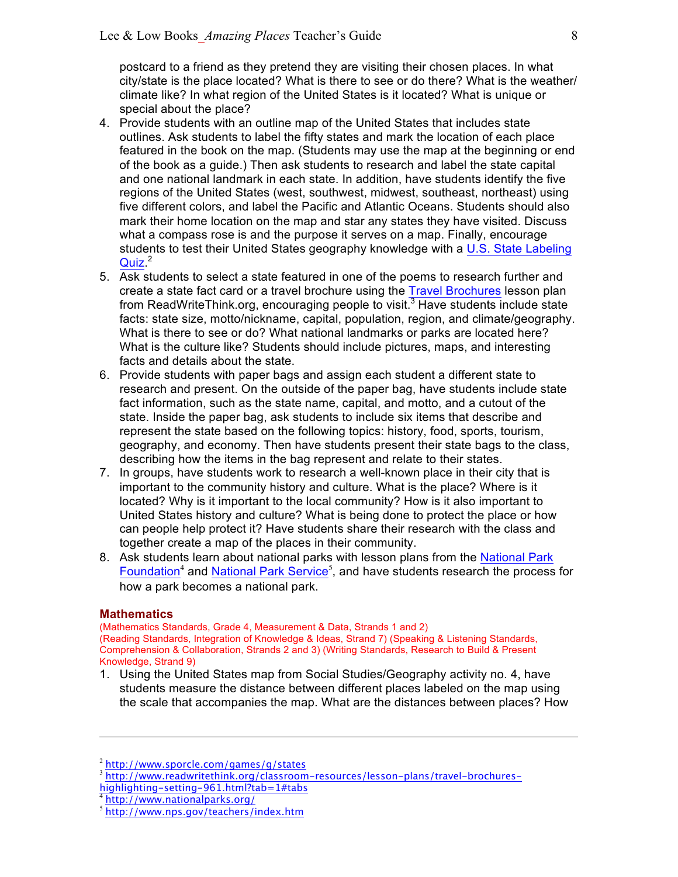postcard to a friend as they pretend they are visiting their chosen places. In what city/state is the place located? What is there to see or do there? What is the weather/climate like? In what region of the United States is it located? What is unique or special about the place?

4. Provide students with an outline map of the United States that includes state outlines. Ask students to label the fifty states and mark the location of each place featured in the book on the map. (Students may use the map at the beginning or end of the book as a guide.) Then ask students to research and label the state capital and one national landmark in each state. In addition, have students identify the five regions of the United States (west, southwest, midwest, southeast, northeast) using five different colors, and label the Pacific and Atlantic Oceans. Students should also mark their home location on the map and star any states they have visited. Discuss what a compass rose is and the purpose it serves on a map. Finally, encourage students to test their United States geography knowledge with a U.S. State Labeling Quiz.[2]
5. Ask students to select a state featured in one of the poems to research further and create a state fact card or a travel brochure using the Travel Brochures lesson plan from ReadWriteThink.org, encouraging people to visit.[3] Have students include state facts: state size, motto/nickname, capital, population, region, and climate/geography. What is there to see or do? What national landmarks or parks are located here? What is the culture like? Students should include pictures, maps, and interesting facts and details about the state.
6. Provide students with paper bags and assign each student a different state to research and present. On the outside of the paper bag, have students include state fact information, such as the state name, capital, and motto, and a cutout of the state. Inside the paper bag, ask students to include six items that describe and represent the state based on the following topics: history, food, sports, tourism, geography, and economy. Then have students present their state bags to the class, describing how the items in the bag represent and relate to their states.
7. In groups, have students work to research a well-known place in their city that is important to the community history and culture. What is the place? Where is it located? Why is it important to the local community? How is it also important to United States history and culture? What is being done to protect the place or how can people help protect it? Have students share their research with the class and together create a map of the places in their community.
8. Ask students learn about national parks with lesson plans from the National Park Foundation[4] and National Park Service[5], and have students research the process for how a park becomes a national park.

## Mathematics

(Mathematics Standards, Grade 4, Measurement & Data, Strands 1 and 2)
(Reading Standards, Integration of Knowledge & Ideas, Strand 7) (Speaking & Listening Standards, Comprehension & Collaboration, Strands 2 and 3) (Writing Standards, Research to Build & Present Knowledge, Strand 9)

1. Using the United States map from Social Studies/Geography activity no. 4, have students measure the distance between different places labeled on the map using the scale that accompanies the map. What are the distances between places? How

---

[2] http://www.sporcle.com/games/g/states
[3] http://www.readwritethink.org/classroom-resources/lesson-plans/travel-brochures-highlighting-setting-961.html?tab=1#tabs
[4] http://www.nationalparks.org/
[5] http://www.nps.gov/teachers/index.htm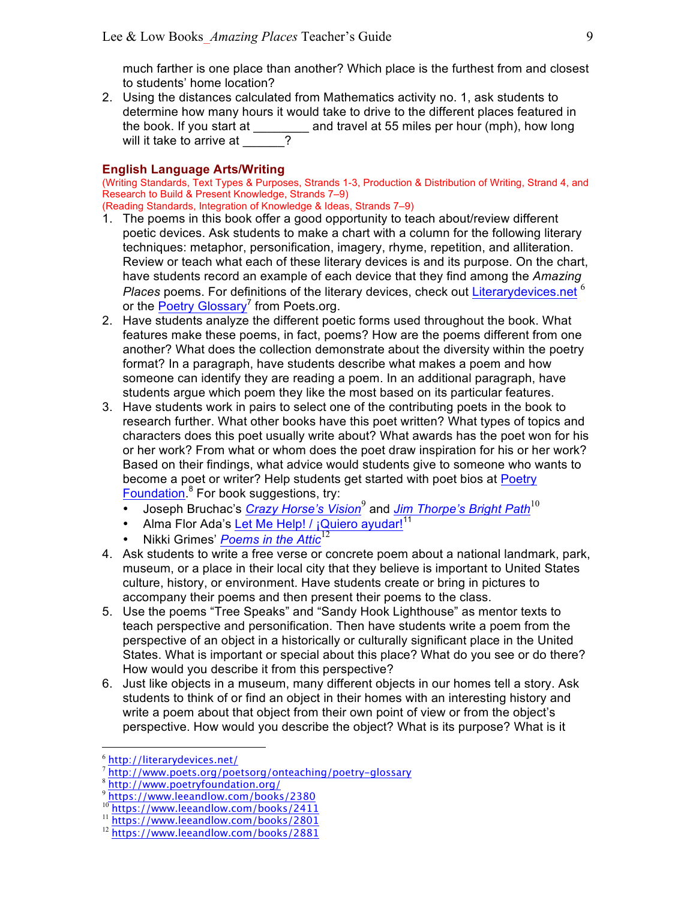much farther is one place than another? Which place is the furthest from and closest to students' home location?

2. Using the distances calculated from Mathematics activity no. 1, ask students to determine how many hours it would take to drive to the different places featured in the book. If you start at ________ and travel at 55 miles per hour (mph), how long will it take to arrive at ______?

### English Language Arts/Writing

(Writing Standards, Text Types & Purposes, Strands 1-3, Production & Distribution of Writing, Strand 4, and Research to Build & Present Knowledge, Strands 7–9)
(Reading Standards, Integration of Knowledge & Ideas, Strands 7–9)

1. The poems in this book offer a good opportunity to teach about/review different poetic devices. Ask students to make a chart with a column for the following literary techniques: metaphor, personification, imagery, rhyme, repetition, and alliteration. Review or teach what each of these literary devices is and its purpose. On the chart, have students record an example of each device that they find among the *Amazing Places* poems. For definitions of the literary devices, check out Literarydevices.net [6] or the Poetry Glossary[7] from Poets.org.
2. Have students analyze the different poetic forms used throughout the book. What features make these poems, in fact, poems? How are the poems different from one another? What does the collection demonstrate about the diversity within the poetry format? In a paragraph, have students describe what makes a poem and how someone can identify they are reading a poem. In an additional paragraph, have students argue which poem they like the most based on its particular features.
3. Have students work in pairs to select one of the contributing poets in the book to research further. What other books have this poet written? What types of topics and characters does this poet usually write about? What awards has the poet won for his or her work? From what or whom does the poet draw inspiration for his or her work? Based on their findings, what advice would students give to someone who wants to become a poet or writer? Help students get started with poet bios at Poetry Foundation.[8] For book suggestions, try:
   - Joseph Bruchac's *Crazy Horse's Vision*[9] and *Jim Thorpe's Bright Path*[10]
   - Alma Flor Ada's Let Me Help! / ¡Quiero ayudar![11]
   - Nikki Grimes' *Poems in the Attic*[12]
4. Ask students to write a free verse or concrete poem about a national landmark, park, museum, or a place in their local city that they believe is important to United States culture, history, or environment. Have students create or bring in pictures to accompany their poems and then present their poems to the class.
5. Use the poems "Tree Speaks" and "Sandy Hook Lighthouse" as mentor texts to teach perspective and personification. Then have students write a poem from the perspective of an object in a historically or culturally significant place in the United States. What is important or special about this place? What do you see or do there? How would you describe it from this perspective?
6. Just like objects in a museum, many different objects in our homes tell a story. Ask students to think of or find an object in their homes with an interesting history and write a poem about that object from their own point of view or from the object's perspective. How would you describe the object? What is its purpose? What is it

---

[6] http://literarydevices.net/
[7] http://www.poets.org/poetsorg/onteaching/poetry-glossary
[8] http://www.poetryfoundation.org/
[9] https://www.leeandlow.com/books/2380
[10] https://www.leeandlow.com/books/2411
[11] https://www.leeandlow.com/books/2801
[12] https://www.leeandlow.com/books/2881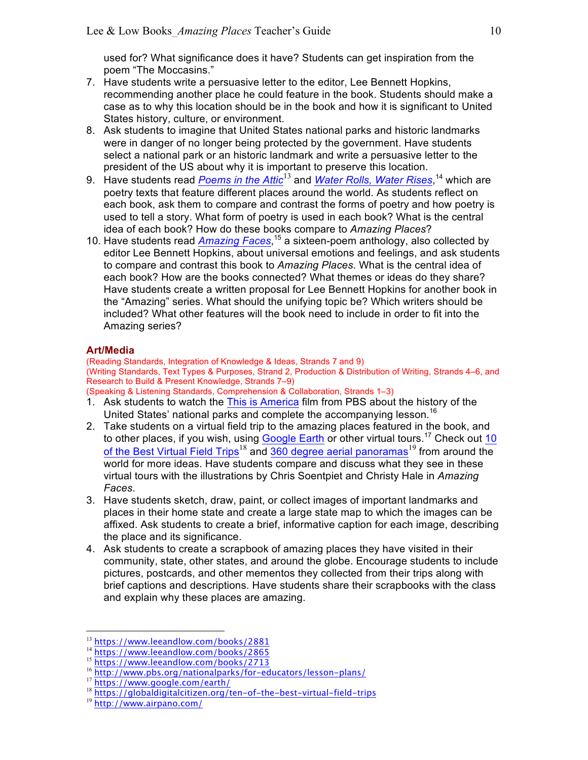used for? What significance does it have? Students can get inspiration from the poem "The Moccasins."

7. Have students write a persuasive letter to the editor, Lee Bennett Hopkins, recommending another place he could feature in the book. Students should make a case as to why this location should be in the book and how it is significant to United States history, culture, or environment.
8. Ask students to imagine that United States national parks and historic landmarks were in danger of no longer being protected by the government. Have students select a national park or an historic landmark and write a persuasive letter to the president of the US about why it is important to preserve this location.
9. Have students read *Poems in the Attic*[13] and *Water Rolls, Water Rises*,[14] which are poetry texts that feature different places around the world. As students reflect on each book, ask them to compare and contrast the forms of poetry and how poetry is used to tell a story. What form of poetry is used in each book? What is the central idea of each book? How do these books compare to *Amazing Places*?
10. Have students read *Amazing Faces*,[15] a sixteen-poem anthology, also collected by editor Lee Bennett Hopkins, about universal emotions and feelings, and ask students to compare and contrast this book to *Amazing Places*. What is the central idea of each book? How are the books connected? What themes or ideas do they share? Have students create a written proposal for Lee Bennett Hopkins for another book in the "Amazing" series. What should the unifying topic be? Which writers should be included? What other features will the book need to include in order to fit into the Amazing series?

### Art/Media

(Reading Standards, Integration of Knowledge & Ideas, Strands 7 and 9)
(Writing Standards, Text Types & Purposes, Strand 2, Production & Distribution of Writing, Strands 4–6, and Research to Build & Present Knowledge, Strands 7–9)
(Speaking & Listening Standards, Comprehension & Collaboration, Strands 1–3)

1. Ask students to watch the This is America film from PBS about the history of the United States' national parks and complete the accompanying lesson.[16]
2. Take students on a virtual field trip to the amazing places featured in the book, and to other places, if you wish, using Google Earth or other virtual tours.[17] Check out 10 of the Best Virtual Field Trips[18] and 360 degree aerial panoramas[19] from around the world for more ideas. Have students compare and discuss what they see in these virtual tours with the illustrations by Chris Soentpiet and Christy Hale in *Amazing Faces*.
3. Have students sketch, draw, paint, or collect images of important landmarks and places in their home state and create a large state map to which the images can be affixed. Ask students to create a brief, informative caption for each image, describing the place and its significance.
4. Ask students to create a scrapbook of amazing places they have visited in their community, state, other states, and around the globe. Encourage students to include pictures, postcards, and other mementos they collected from their trips along with brief captions and descriptions. Have students share their scrapbooks with the class and explain why these places are amazing.

---

[13] https://www.leeandlow.com/books/2881
[14] https://www.leeandlow.com/books/2865
[15] https://www.leeandlow.com/books/2713
[16] http://www.pbs.org/nationalparks/for-educators/lesson-plans/
[17] https://www.google.com/earth/
[18] https://globaldigitalcitizen.org/ten-of-the-best-virtual-field-trips
[19] http://www.airpano.com/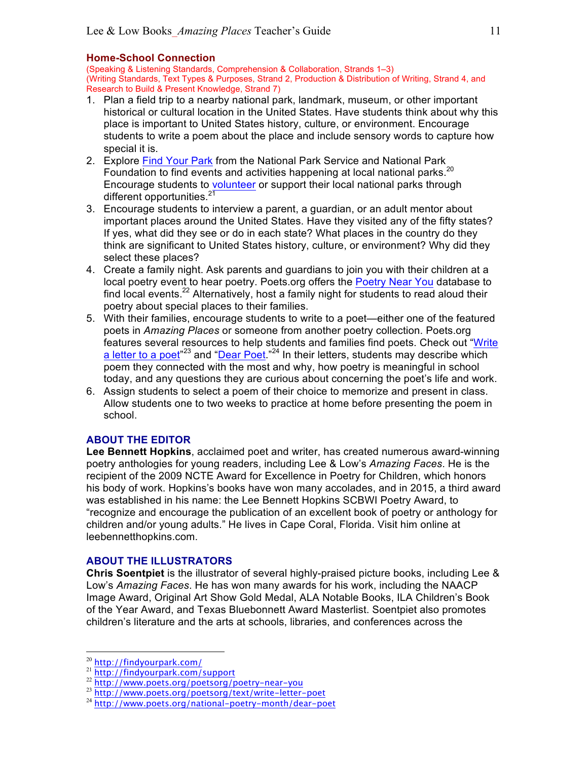## Home-School Connection

(Speaking & Listening Standards, Comprehension & Collaboration, Strands 1–3)
(Writing Standards, Text Types & Purposes, Strand 2, Production & Distribution of Writing, Strand 4, and Research to Build & Present Knowledge, Strand 7)

1. Plan a field trip to a nearby national park, landmark, museum, or other important historical or cultural location in the United States. Have students think about why this place is important to United States history, culture, or environment. Encourage students to write a poem about the place and include sensory words to capture how special it is.
2. Explore Find Your Park from the National Park Service and National Park Foundation to find events and activities happening at local national parks.[20] Encourage students to volunteer or support their local national parks through different opportunities.[21]
3. Encourage students to interview a parent, a guardian, or an adult mentor about important places around the United States. Have they visited any of the fifty states? If yes, what did they see or do in each state? What places in the country do they think are significant to United States history, culture, or environment? Why did they select these places?
4. Create a family night. Ask parents and guardians to join you with their children at a local poetry event to hear poetry. Poets.org offers the Poetry Near You database to find local events.[22] Alternatively, host a family night for students to read aloud their poetry about special places to their families.
5. With their families, encourage students to write to a poet—either one of the featured poets in *Amazing Places* or someone from another poetry collection. Poets.org features several resources to help students and families find poets. Check out "Write a letter to a poet"[23] and "Dear Poet."[24] In their letters, students may describe which poem they connected with the most and why, how poetry is meaningful in school today, and any questions they are curious about concerning the poet's life and work.
6. Assign students to select a poem of their choice to memorize and present in class. Allow students one to two weeks to practice at home before presenting the poem in school.

## ABOUT THE EDITOR

**Lee Bennett Hopkins**, acclaimed poet and writer, has created numerous award-winning poetry anthologies for young readers, including Lee & Low's *Amazing Faces*. He is the recipient of the 2009 NCTE Award for Excellence in Poetry for Children, which honors his body of work. Hopkins's books have won many accolades, and in 2015, a third award was established in his name: the Lee Bennett Hopkins SCBWI Poetry Award, to "recognize and encourage the publication of an excellent book of poetry or anthology for children and/or young adults." He lives in Cape Coral, Florida. Visit him online at leebennetthopkins.com.

## ABOUT THE ILLUSTRATORS

**Chris Soentpiet** is the illustrator of several highly-praised picture books, including Lee & Low's *Amazing Faces*. He has won many awards for his work, including the NAACP Image Award, Original Art Show Gold Medal, ALA Notable Books, ILA Children's Book of the Year Award, and Texas Bluebonnett Award Masterlist. Soentpiet also promotes children's literature and the arts at schools, libraries, and conferences across the

---

[20] http://findyourpark.com/
[21] http://findyourpark.com/support
[22] http://www.poets.org/poetsorg/poetry-near-you
[23] http://www.poets.org/poetsorg/text/write-letter-poet
[24] http://www.poets.org/national-poetry-month/dear-poet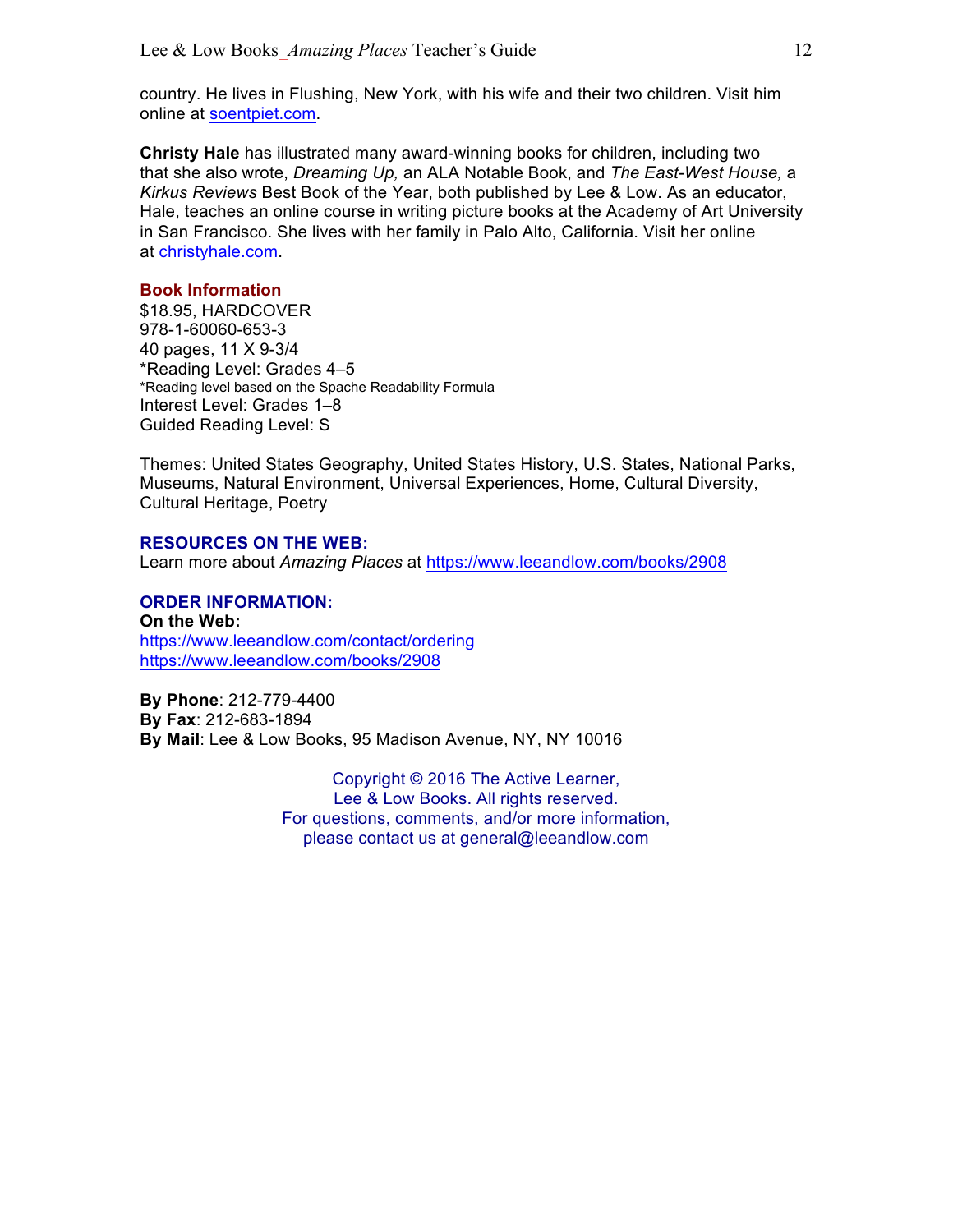country. He lives in Flushing, New York, with his wife and their two children. Visit him online at soentpiet.com.

**Christy Hale** has illustrated many award-winning books for children, including two that she also wrote, *Dreaming Up,* an ALA Notable Book, and *The East-West House,* a *Kirkus Reviews* Best Book of the Year, both published by Lee & Low. As an educator, Hale, teaches an online course in writing picture books at the Academy of Art University in San Francisco. She lives with her family in Palo Alto, California. Visit her online at christyhale.com.

**Book Information**

$18.95, HARDCOVER
978-1-60060-653-3
40 pages, 11 X 9-3/4
*Reading Level: Grades 4–5
*Reading level based on the Spache Readability Formula
Interest Level: Grades 1–8
Guided Reading Level: S

Themes: United States Geography, United States History, U.S. States, National Parks, Museums, Natural Environment, Universal Experiences, Home, Cultural Diversity, Cultural Heritage, Poetry

**RESOURCES ON THE WEB:**

Learn more about *Amazing Places* at https://www.leeandlow.com/books/2908

**ORDER INFORMATION:**

**On the Web:**
https://www.leeandlow.com/contact/ordering
https://www.leeandlow.com/books/2908

**By Phone**: 212-779-4400
**By Fax**: 212-683-1894
**By Mail**: Lee & Low Books, 95 Madison Avenue, NY, NY 10016

Copyright © 2016 The Active Learner,
Lee & Low Books. All rights reserved.
For questions, comments, and/or more information,
please contact us at general@leeandlow.com